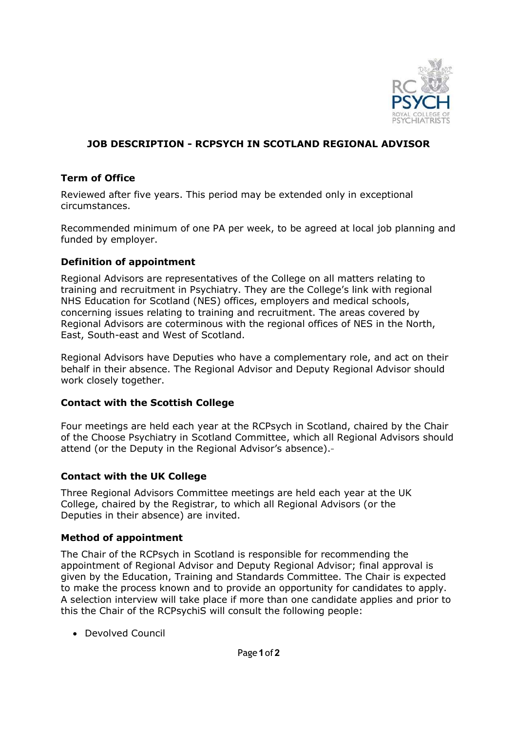# JOB DESCRIPTION - RCPSYCH IN SCOTLAND REGIONAL ADVISOR

### Term of Office

Reviewed after five years. This period may be extended only in exceptional circumstances.

Recommended minimum of one PA per week, to be agreed at local job planning and funded by employer.

### Definition of appointment

Regional Advisors are representatives of the College on all matters relating to training and recruitment in Psychiatry. They are the College's link with regional NHS Education for Scotland (NES) offices, employers and medical schools, concerning issues relating to training and recruitment. The areas covered by Regional Advisors are coterminous with the regional offices of NES in the North, East, South-east and West of Scotland.

Regional Advisors have Deputies who have a complementary role, and act on their behalf in their absence. The Regional Advisor and Deputy Regional Advisor should work closely together.

### Contact with the Scottish College

Four meetings are held each year at the RCPsych in Scotland, chaired by the Chair of the Choose Psychiatry in Scotland Committee, which all Regional Advisors should attend (or the Deputy in the Regional Advisor's absence).

### Contact with the UK College

Three Regional Advisors Committee meetings are held each year at the UK College, chaired by the Registrar, to which all Regional Advisors (or the Deputies in their absence) are invited.

### Method of appointment

The Chair of the RCPsych in Scotland is responsible for recommending the appointment of Regional Advisor and Deputy Regional Advisor; final approval is given by the Education, Training and Standards Committee. The Chair is expected to make the process known and to provide an opportunity for candidates to apply. A selection interview will take place if more than one candidate applies and prior to this the Chair of the RCPsychiS will consult the following people:

- Devolved Council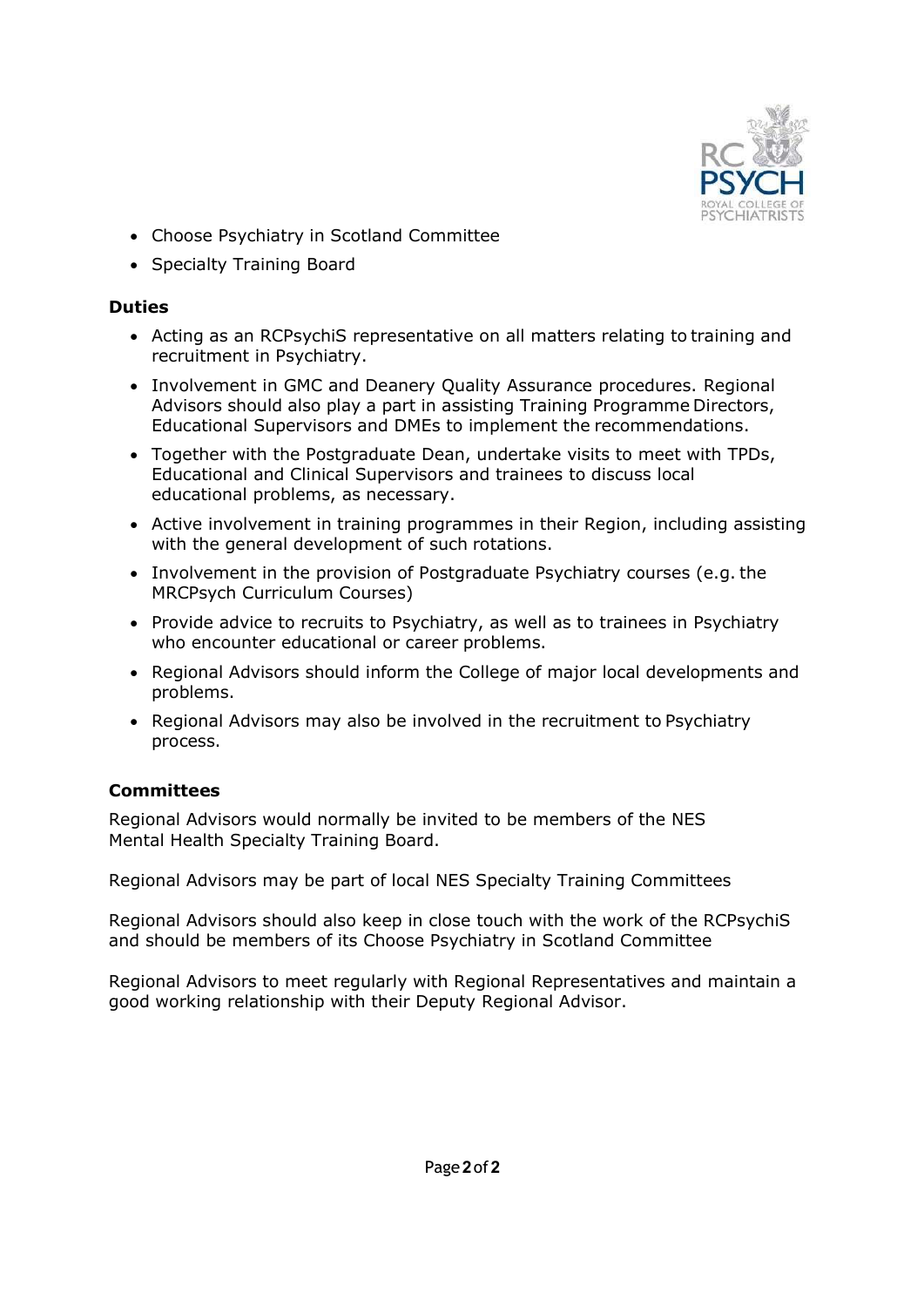- Choose Psychiatry in Scotland Committee
- Specialty Training Board

**Duties**

- Acting as an RCPsychiS representative on all matters relating to training and recruitment in Psychiatry.
- Involvement in GMC and Deanery Quality Assurance procedures. Regional Advisors should also play a part in assisting Training Programme Directors, Educational Supervisors and DMEs to implement the recommendations.
- Together with the Postgraduate Dean, undertake visits to meet with TPDs, Educational and Clinical Supervisors and trainees to discuss local educational problems, as necessary.
- Active involvement in training programmes in their Region, including assisting with the general development of such rotations.
- Involvement in the provision of Postgraduate Psychiatry courses (e.g. the MRCPsych Curriculum Courses)
- Provide advice to recruits to Psychiatry, as well as to trainees in Psychiatry who encounter educational or career problems.
- Regional Advisors should inform the College of major local developments and problems.
- Regional Advisors may also be involved in the recruitment to Psychiatry process.

**Committees**

Regional Advisors would normally be invited to be members of the NES Mental Health Specialty Training Board.

Regional Advisors may be part of local NES Specialty Training Committees

Regional Advisors should also keep in close touch with the work of the RCPsychiS and should be members of its Choose Psychiatry in Scotland Committee

Regional Advisors to meet regularly with Regional Representatives and maintain a good working relationship with their Deputy Regional Advisor.